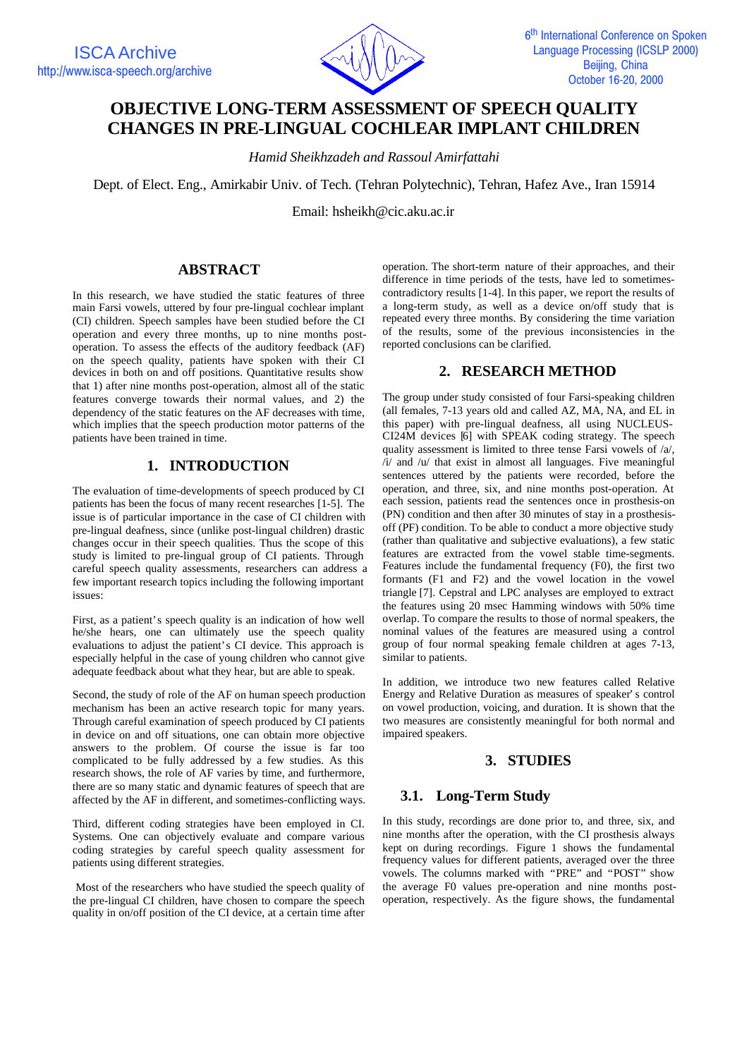# OBJECTIVE LONG-TERM ASSESSMENT OF SPEECH QUALITY CHANGES IN PRE-LINGUAL COCHLEAR IMPLANT CHILDREN

*Hamid Sheikhzadeh and Rassoul Amirfattahi*

Dept. of Elect. Eng., Amirkabir Univ. of Tech. (Tehran Polytechnic), Tehran, Hafez Ave., Iran 15914

Email: hsheikh@cic.aku.ac.ir

## ABSTRACT

In this research, we have studied the static features of three main Farsi vowels, uttered by four pre-lingual cochlear implant (CI) children. Speech samples have been studied before the CI operation and every three months, up to nine months post-operation. To assess the effects of the auditory feedback (AF) on the speech quality, patients have spoken with their CI devices in both on and off positions. Quantitative results show that 1) after nine months post-operation, almost all of the static features converge towards their normal values, and 2) the dependency of the static features on the AF decreases with time, which implies that the speech production motor patterns of the patients have been trained in time.

## 1. INTRODUCTION

The evaluation of time-developments of speech produced by CI patients has been the focus of many recent researches [1-5]. The issue is of particular importance in the case of CI children with pre-lingual deafness, since (unlike post-lingual children) drastic changes occur in their speech qualities. Thus the scope of this study is limited to pre-lingual group of CI patients. Through careful speech quality assessments, researchers can address a few important research topics including the following important issues:

First, as a patient's speech quality is an indication of how well he/she hears, one can ultimately use the speech quality evaluations to adjust the patient's CI device. This approach is especially helpful in the case of young children who cannot give adequate feedback about what they hear, but are able to speak.

Second, the study of role of the AF on human speech production mechanism has been an active research topic for many years. Through careful examination of speech produced by CI patients in device on and off situations, one can obtain more objective answers to the problem. Of course the issue is far too complicated to be fully addressed by a few studies. As this research shows, the role of AF varies by time, and furthermore, there are so many static and dynamic features of speech that are affected by the AF in different, and sometimes-conflicting ways.

Third, different coding strategies have been employed in CI. Systems. One can objectively evaluate and compare various coding strategies by careful speech quality assessment for patients using different strategies.

Most of the researchers who have studied the speech quality of the pre-lingual CI children, have chosen to compare the speech quality in on/off position of the CI device, at a certain time after operation. The short-term nature of their approaches, and their difference in time periods of the tests, have led to sometimes-contradictory results [1-4]. In this paper, we report the results of a long-term study, as well as a device on/off study that is repeated every three months. By considering the time variation of the results, some of the previous inconsistencies in the reported conclusions can be clarified.

## 2. RESEARCH METHOD

The group under study consisted of four Farsi-speaking children (all females, 7-13 years old and called AZ, MA, NA, and EL in this paper) with pre-lingual deafness, all using NUCLEUS-CI24M devices [6] with SPEAK coding strategy. The speech quality assessment is limited to three tense Farsi vowels of /a/, /i/ and /u/ that exist in almost all languages. Five meaningful sentences uttered by the patients were recorded, before the operation, and three, six, and nine months post-operation. At each session, patients read the sentences once in prosthesis-on (PN) condition and then after 30 minutes of stay in a prosthesis-off (PF) condition. To be able to conduct a more objective study (rather than qualitative and subjective evaluations), a few static features are extracted from the vowel stable time-segments. Features include the fundamental frequency (F0), the first two formants (F1 and F2) and the vowel location in the vowel triangle [7]. Cepstral and LPC analyses are employed to extract the features using 20 msec Hamming windows with 50% time overlap. To compare the results to those of normal speakers, the nominal values of the features are measured using a control group of four normal speaking female children at ages 7-13, similar to patients.

In addition, we introduce two new features called Relative Energy and Relative Duration as measures of speaker's control on vowel production, voicing, and duration. It is shown that the two measures are consistently meaningful for both normal and impaired speakers.

## 3. STUDIES

### 3.1. Long-Term Study

In this study, recordings are done prior to, and three, six, and nine months after the operation, with the CI prosthesis always kept on during recordings. Figure 1 shows the fundamental frequency values for different patients, averaged over the three vowels. The columns marked with "PRE" and "POST" show the average F0 values pre-operation and nine months post-operation, respectively. As the figure shows, the fundamental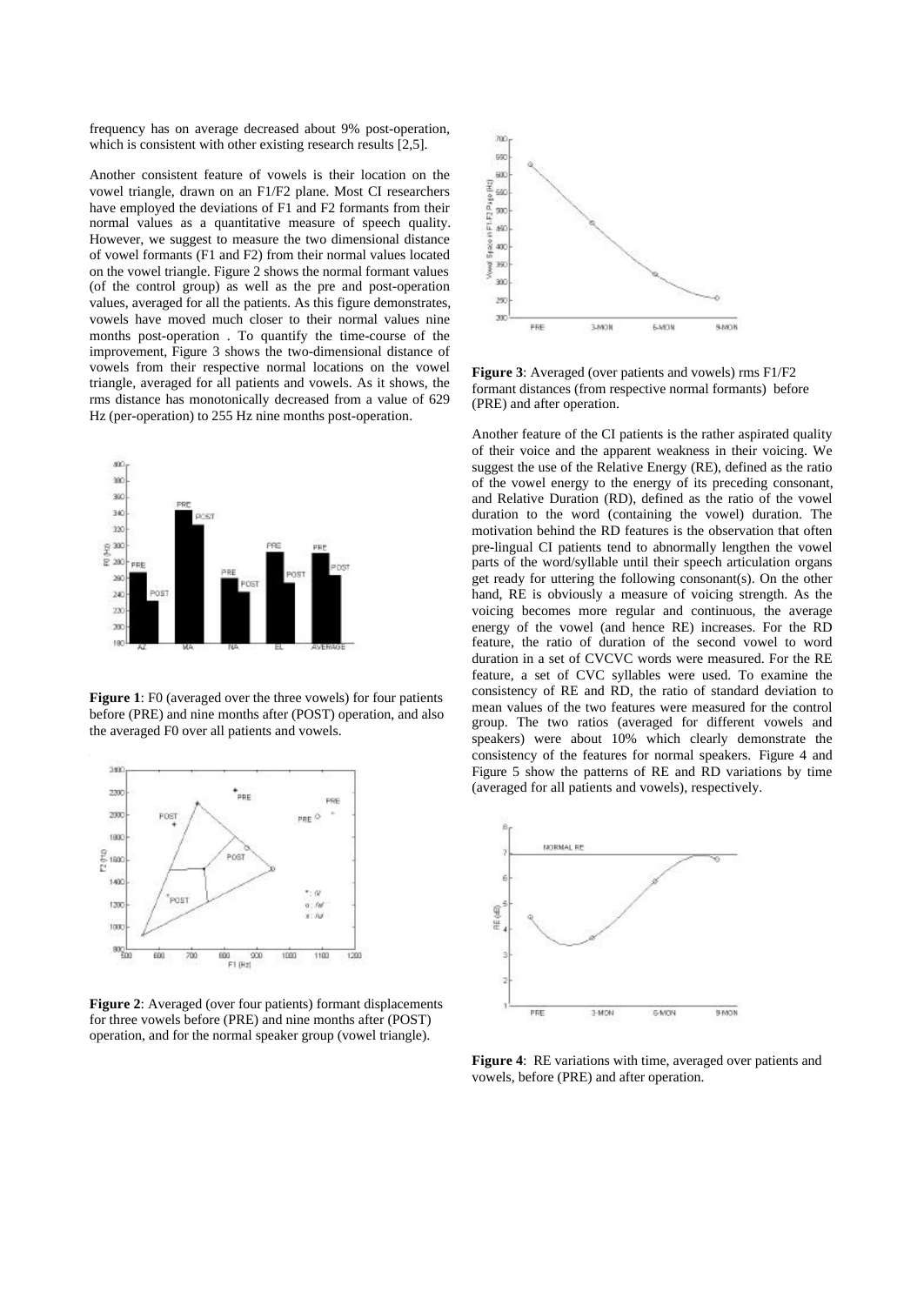frequency has on average decreased about 9% post-operation, which is consistent with other existing research results [2,5].

Another consistent feature of vowels is their location on the vowel triangle, drawn on an F1/F2 plane. Most CI researchers have employed the deviations of F1 and F2 formants from their normal values as a quantitative measure of speech quality. However, we suggest to measure the two dimensional distance of vowel formants (F1 and F2) from their normal values located on the vowel triangle. Figure 2 shows the normal formant values (of the control group) as well as the pre and post-operation values, averaged for all the patients. As this figure demonstrates, vowels have moved much closer to their normal values nine months post-operation . To quantify the time-course of the improvement, Figure 3 shows the two-dimensional distance of vowels from their respective normal locations on the vowel triangle, averaged for all patients and vowels. As it shows, the rms distance has monotonically decreased from a value of 629 Hz (per-operation) to 255 Hz nine months post-operation.

**Figure 1**: F0 (averaged over the three vowels) for four patients before (PRE) and nine months after (POST) operation, and also the averaged F0 over all patients and vowels.

**Figure 2**: Averaged (over four patients) formant displacements for three vowels before (PRE) and nine months after (POST) operation, and for the normal speaker group (vowel triangle).

**Figure 3**: Averaged (over patients and vowels) rms F1/F2 formant distances (from respective normal formants) before (PRE) and after operation.

Another feature of the CI patients is the rather aspirated quality of their voice and the apparent weakness in their voicing. We suggest the use of the Relative Energy (RE), defined as the ratio of the vowel energy to the energy of its preceding consonant, and Relative Duration (RD), defined as the ratio of the vowel duration to the word (containing the vowel) duration. The motivation behind the RD features is the observation that often pre-lingual CI patients tend to abnormally lengthen the vowel parts of the word/syllable until their speech articulation organs get ready for uttering the following consonant(s). On the other hand, RE is obviously a measure of voicing strength. As the voicing becomes more regular and continuous, the average energy of the vowel (and hence RE) increases. For the RD feature, the ratio of duration of the second vowel to word duration in a set of CVCVC words were measured. For the RE feature, a set of CVC syllables were used. To examine the consistency of RE and RD, the ratio of standard deviation to mean values of the two features were measured for the control group. The two ratios (averaged for different vowels and speakers) were about 10% which clearly demonstrate the consistency of the features for normal speakers. Figure 4 and Figure 5 show the patterns of RE and RD variations by time (averaged for all patients and vowels), respectively.

**Figure 4**: RE variations with time, averaged over patients and vowels, before (PRE) and after operation.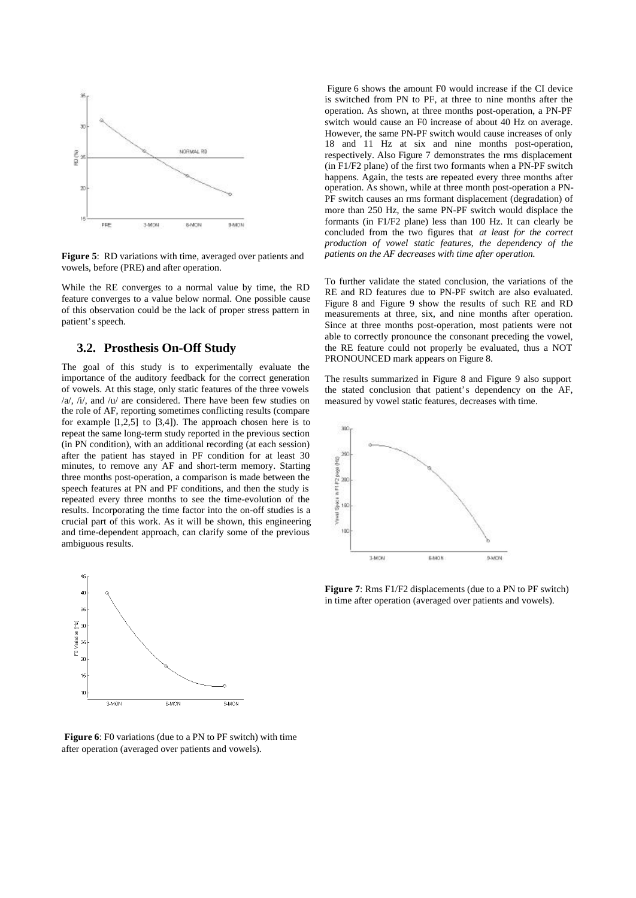**Figure 5**: RD variations with time, averaged over patients and vowels, before (PRE) and after operation.

While the RE converges to a normal value by time, the RD feature converges to a value below normal. One possible cause of this observation could be the lack of proper stress pattern in patient's speech.

### 3.2. Prosthesis On-Off Study

The goal of this study is to experimentally evaluate the importance of the auditory feedback for the correct generation of vowels. At this stage, only static features of the three vowels /a/, /i/, and /u/ are considered. There have been few studies on the role of AF, reporting sometimes conflicting results (compare for example [1,2,5] to [3,4]). The approach chosen here is to repeat the same long-term study reported in the previous section (in PN condition), with an additional recording (at each session) after the patient has stayed in PF condition for at least 30 minutes, to remove any AF and short-term memory. Starting three months post-operation, a comparison is made between the speech features at PN and PF conditions, and then the study is repeated every three months to see the time-evolution of the results. Incorporating the time factor into the on-off studies is a crucial part of this work. As it will be shown, this engineering and time-dependent approach, can clarify some of the previous ambiguous results.

**Figure 6**: F0 variations (due to a PN to PF switch) with time after operation (averaged over patients and vowels).

Figure 6 shows the amount F0 would increase if the CI device is switched from PN to PF, at three to nine months after the operation. As shown, at three months post-operation, a PN-PF switch would cause an F0 increase of about 40 Hz on average. However, the same PN-PF switch would cause increases of only 18 and 11 Hz at six and nine months post-operation, respectively. Also Figure 7 demonstrates the rms displacement (in F1/F2 plane) of the first two formants when a PN-PF switch happens. Again, the tests are repeated every three months after operation. As shown, while at three month post-operation a PN-PF switch causes an rms formant displacement (degradation) of more than 250 Hz, the same PN-PF switch would displace the formants (in F1/F2 plane) less than 100 Hz. It can clearly be concluded from the two figures that *at least for the correct production of vowel static features, the dependency of the patients on the AF decreases with time after operation.*

To further validate the stated conclusion, the variations of the RE and RD features due to PN-PF switch are also evaluated. Figure 8 and Figure 9 show the results of such RE and RD measurements at three, six, and nine months after operation. Since at three months post-operation, most patients were not able to correctly pronounce the consonant preceding the vowel, the RE feature could not properly be evaluated, thus a NOT PRONOUNCED mark appears on Figure 8.

The results summarized in Figure 8 and Figure 9 also support the stated conclusion that patient's dependency on the AF, measured by vowel static features, decreases with time.

**Figure 7**: Rms F1/F2 displacements (due to a PN to PF switch) in time after operation (averaged over patients and vowels).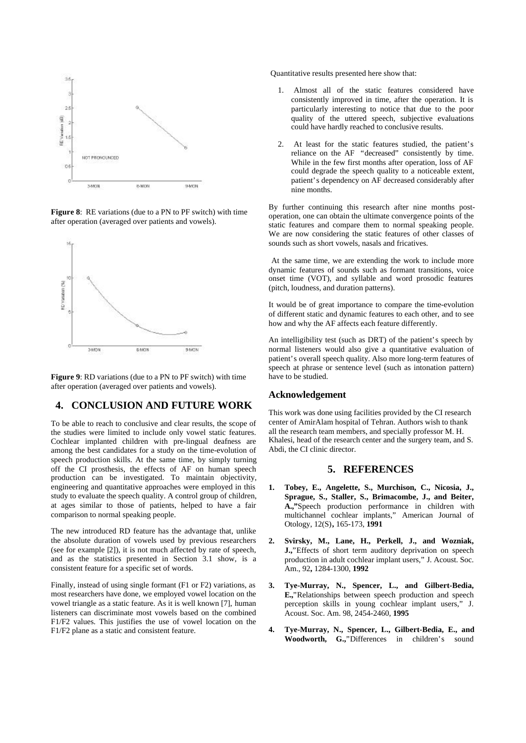**Figure 8**: RE variations (due to a PN to PF switch) with time after operation (averaged over patients and vowels).

**Figure 9**: RD variations (due to a PN to PF switch) with time after operation (averaged over patients and vowels).

## 4. CONCLUSION AND FUTURE WORK

To be able to reach to conclusive and clear results, the scope of the studies were limited to include only vowel static features. Cochlear implanted children with pre-lingual deafness are among the best candidates for a study on the time-evolution of speech production skills. At the same time, by simply turning off the CI prosthesis, the effects of AF on human speech production can be investigated. To maintain objectivity, engineering and quantitative approaches were employed in this study to evaluate the speech quality. A control group of children, at ages similar to those of patients, helped to have a fair comparison to normal speaking people.

The new introduced RD feature has the advantage that, unlike the absolute duration of vowels used by previous researchers (see for example [2]), it is not much affected by rate of speech, and as the statistics presented in Section 3.1 show, is a consistent feature for a specific set of words.

Finally, instead of using single formant (F1 or F2) variations, as most researchers have done, we employed vowel location on the vowel triangle as a static feature. As it is well known [7], human listeners can discriminate most vowels based on the combined F1/F2 values. This justifies the use of vowel location on the F1/F2 plane as a static and consistent feature.

Quantitative results presented here show that:

1. Almost all of the static features considered have consistently improved in time, after the operation. It is particularly interesting to notice that due to the poor quality of the uttered speech, subjective evaluations could have hardly reached to conclusive results.

2. At least for the static features studied, the patient's reliance on the AF "decreased" consistently by time. While in the few first months after operation, loss of AF could degrade the speech quality to a noticeable extent, patient's dependency on AF decreased considerably after nine months.

By further continuing this research after nine months post-operation, one can obtain the ultimate convergence points of the static features and compare them to normal speaking people. We are now considering the static features of other classes of sounds such as short vowels, nasals and fricatives.

At the same time, we are extending the work to include more dynamic features of sounds such as formant transitions, voice onset time (VOT), and syllable and word prosodic features (pitch, loudness, and duration patterns).

It would be of great importance to compare the time-evolution of different static and dynamic features to each other, and to see how and why the AF affects each feature differently.

An intelligibility test (such as DRT) of the patient's speech by normal listeners would also give a quantitative evaluation of patient's overall speech quality. Also more long-term features of speech at phrase or sentence level (such as intonation pattern) have to be studied.

### Acknowledgement

This work was done using facilities provided by the CI research center of AmirAlam hospital of Tehran. Authors wish to thank all the research team members, and specially professor M. H. Khalesi, head of the research center and the surgery team, and S. Abdi, the CI clinic director.

## 5. REFERENCES

1. **Tobey, E., Angelette, S., Murchison, C., Nicosia, J., Sprague, S., Staller, S., Brimacombe, J., and Beiter, A.,**"Speech production performance in children with multichannel cochlear implants," American Journal of Otology, 12(S)**,** 165-173, **1991**

2. **Svirsky, M., Lane, H., Perkell, J., and Wozniak, J.,**"Effects of short term auditory deprivation on speech production in adult cochlear implant users," J. Acoust. Soc. Am., 92**,** 1284-1300, **1992**

3. **Tye-Murray, N., Spencer, L., and Gilbert-Bedia, E.,**"Relationships between speech production and speech perception skills in young cochlear implant users," J. Acoust. Soc. Am. 98, 2454-2460, **1995**

4. **Tye-Murray, N., Spencer, L., Gilbert-Bedia, E., and Woodworth, G.,**"Differences in children's sound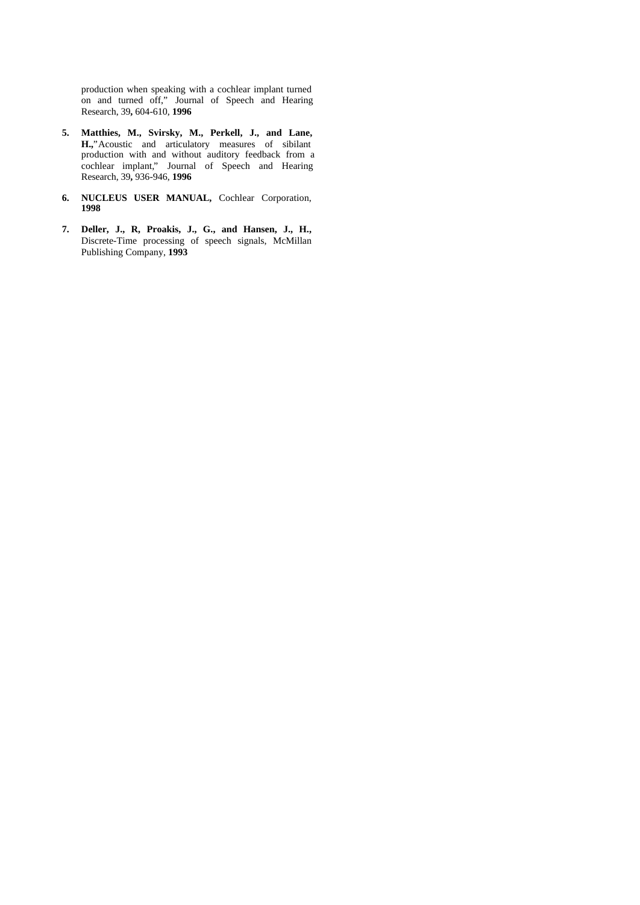production when speaking with a cochlear implant turned on and turned off," Journal of Speech and Hearing Research, 39**,** 604-610, **1996**

5. **Matthies, M., Svirsky, M., Perkell, J., and Lane, H.,**"Acoustic and articulatory measures of sibilant production with and without auditory feedback from a cochlear implant," Journal of Speech and Hearing Research, 39**,** 936-946, **1996**

6. **NUCLEUS USER MANUAL,** Cochlear Corporation, **1998**

7. **Deller, J., R, Proakis, J., G., and Hansen, J., H.,** Discrete-Time processing of speech signals, McMillan Publishing Company, **1993**